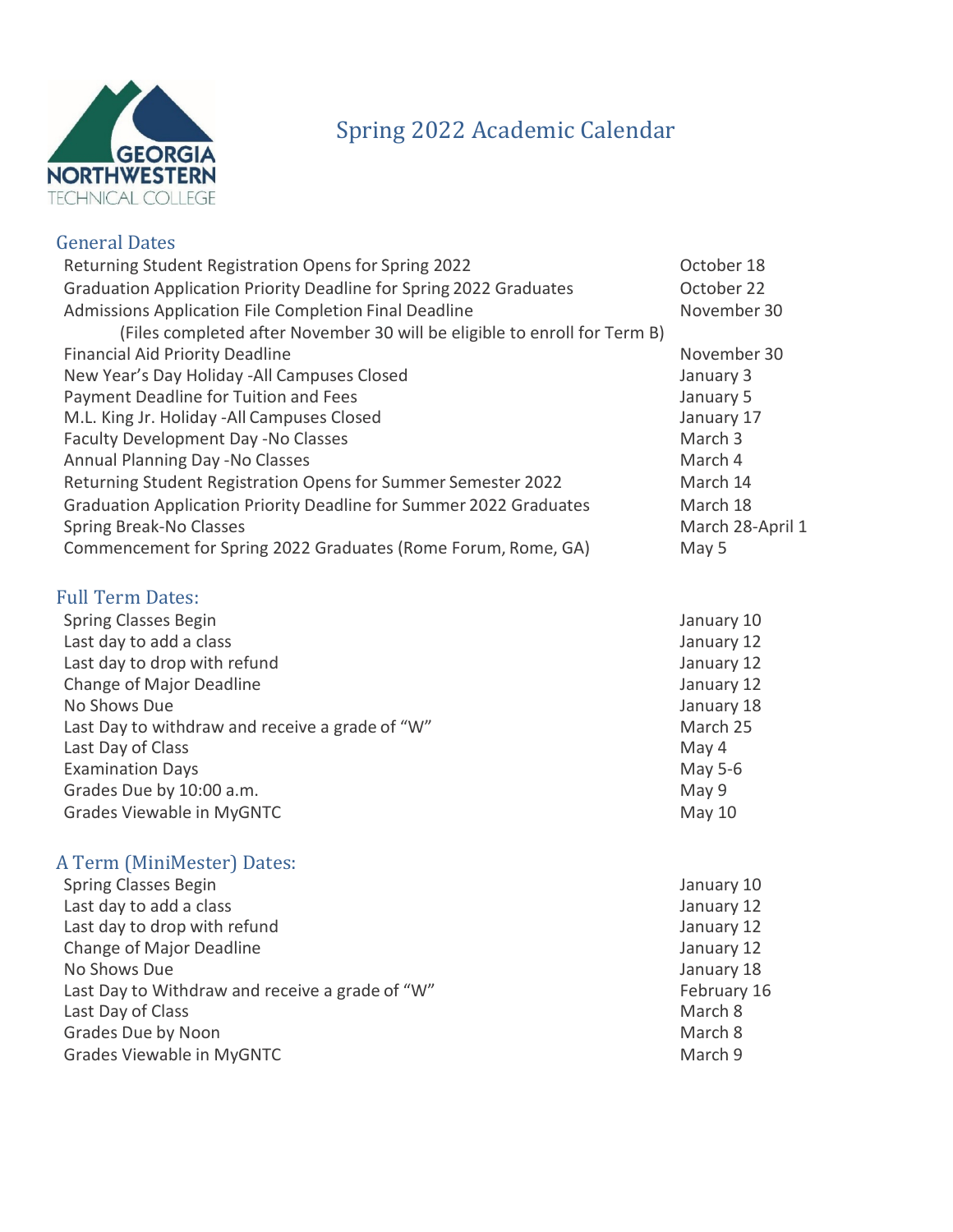# Spring 2022 Academic Calendar

GEORGIA NORTHWESTERN TECHNICAL COLLEGE

## General Dates

| | |
|---|---|
| Returning Student Registration Opens for Spring 2022 | October 18 |
| Graduation Application Priority Deadline for Spring 2022 Graduates | October 22 |
| Admissions Application File Completion Final Deadline | November 30 |
| (Files completed after November 30 will be eligible to enroll for Term B) | |
| Financial Aid Priority Deadline | November 30 |
| New Year's Day Holiday -All Campuses Closed | January 3 |
| Payment Deadline for Tuition and Fees | January 5 |
| M.L. King Jr. Holiday -All Campuses Closed | January 17 |
| Faculty Development Day -No Classes | March 3 |
| Annual Planning Day -No Classes | March 4 |
| Returning Student Registration Opens for Summer Semester 2022 | March 14 |
| Graduation Application Priority Deadline for Summer 2022 Graduates | March 18 |
| Spring Break-No Classes | March 28-April 1 |
| Commencement for Spring 2022 Graduates (Rome Forum, Rome, GA) | May 5 |

## Full Term Dates:

| | |
|---|---|
| Spring Classes Begin | January 10 |
| Last day to add a class | January 12 |
| Last day to drop with refund | January 12 |
| Change of Major Deadline | January 12 |
| No Shows Due | January 18 |
| Last Day to withdraw and receive a grade of "W" | March 25 |
| Last Day of Class | May 4 |
| Examination Days | May 5-6 |
| Grades Due by 10:00 a.m. | May 9 |
| Grades Viewable in MyGNTC | May 10 |

## A Term (MiniMester) Dates:

| | |
|---|---|
| Spring Classes Begin | January 10 |
| Last day to add a class | January 12 |
| Last day to drop with refund | January 12 |
| Change of Major Deadline | January 12 |
| No Shows Due | January 18 |
| Last Day to Withdraw and receive a grade of "W" | February 16 |
| Last Day of Class | March 8 |
| Grades Due by Noon | March 8 |
| Grades Viewable in MyGNTC | March 9 |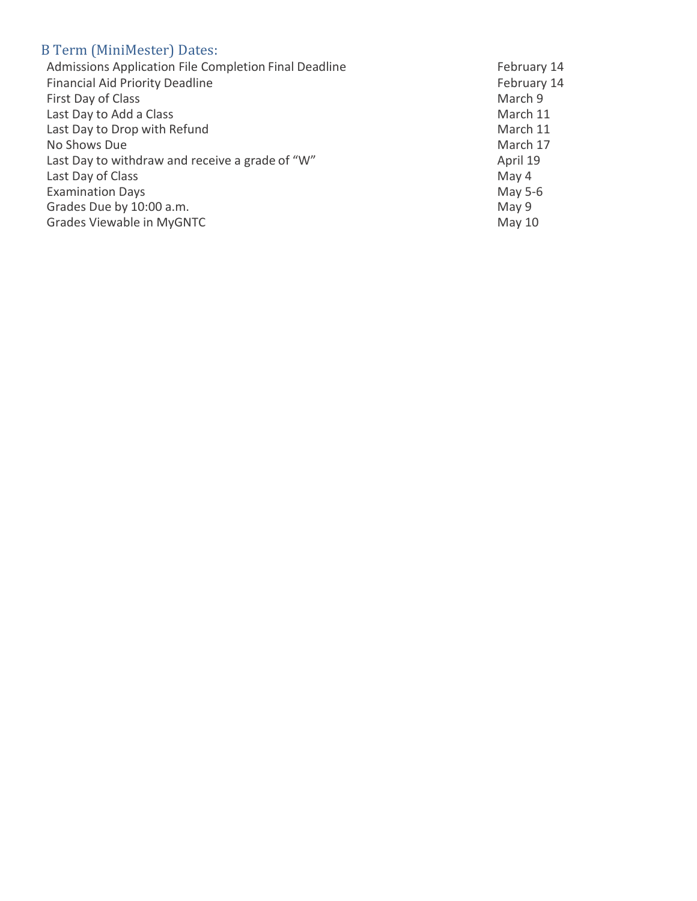## B Term (MiniMester) Dates:

| | |
|---|---|
| Admissions Application File Completion Final Deadline | February 14 |
| Financial Aid Priority Deadline | February 14 |
| First Day of Class | March 9 |
| Last Day to Add a Class | March 11 |
| Last Day to Drop with Refund | March 11 |
| No Shows Due | March 17 |
| Last Day to withdraw and receive a grade of “W” | April 19 |
| Last Day of Class | May 4 |
| Examination Days | May 5-6 |
| Grades Due by 10:00 a.m. | May 9 |
| Grades Viewable in MyGNTC | May 10 |